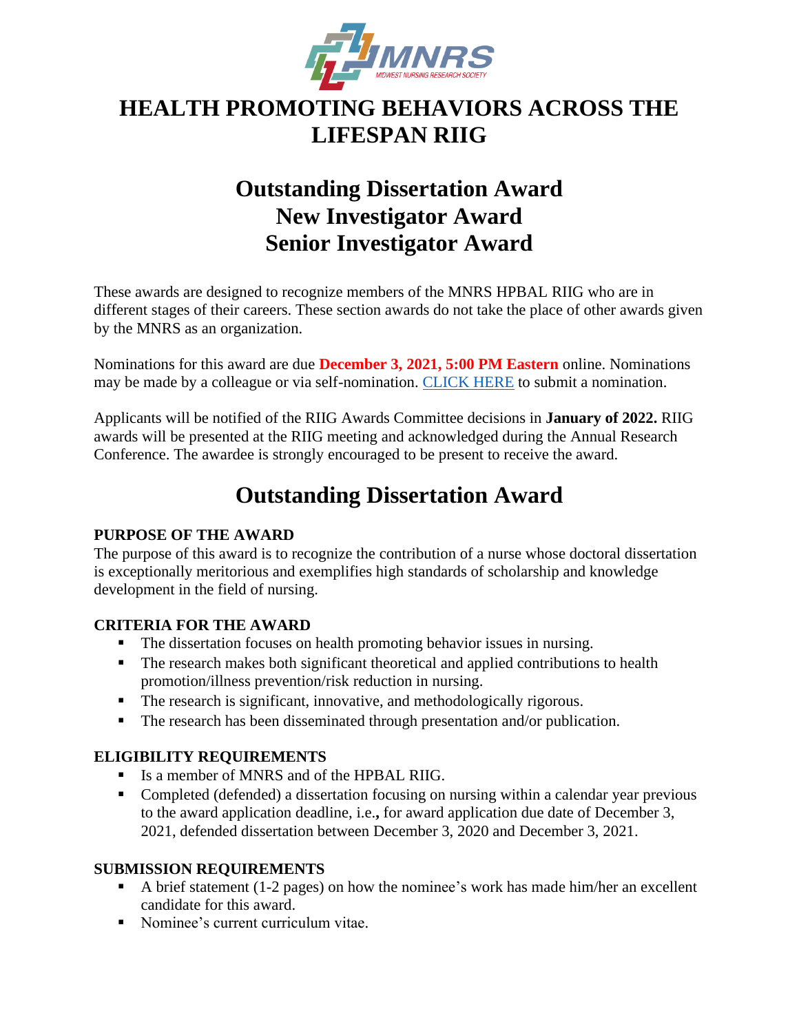# HEALTH PROMOTING BEHAVIORS ACROSS THE LIFESPAN RIIG

## Outstanding Dissertation Award
## New Investigator Award
## Senior Investigator Award

These awards are designed to recognize members of the MNRS HPBAL RIIG who are in different stages of their careers. These section awards do not take the place of other awards given by the MNRS as an organization.

Nominations for this award are due **December 3, 2021, 5:00 PM Eastern** online. Nominations may be made by a colleague or via self-nomination. CLICK HERE to submit a nomination.

Applicants will be notified of the RIIG Awards Committee decisions in **January of 2022.** RIIG awards will be presented at the RIIG meeting and acknowledged during the Annual Research Conference. The awardee is strongly encouraged to be present to receive the award.

## Outstanding Dissertation Award

**PURPOSE OF THE AWARD**

The purpose of this award is to recognize the contribution of a nurse whose doctoral dissertation is exceptionally meritorious and exemplifies high standards of scholarship and knowledge development in the field of nursing.

**CRITERIA FOR THE AWARD**

- The dissertation focuses on health promoting behavior issues in nursing.
- The research makes both significant theoretical and applied contributions to health promotion/illness prevention/risk reduction in nursing.
- The research is significant, innovative, and methodologically rigorous.
- The research has been disseminated through presentation and/or publication.

**ELIGIBILITY REQUIREMENTS**

- Is a member of MNRS and of the HPBAL RIIG.
- Completed (defended) a dissertation focusing on nursing within a calendar year previous to the award application deadline, i.e., for award application due date of December 3, 2021, defended dissertation between December 3, 2020 and December 3, 2021.

**SUBMISSION REQUIREMENTS**

- A brief statement (1-2 pages) on how the nominee's work has made him/her an excellent candidate for this award.
- Nominee's current curriculum vitae.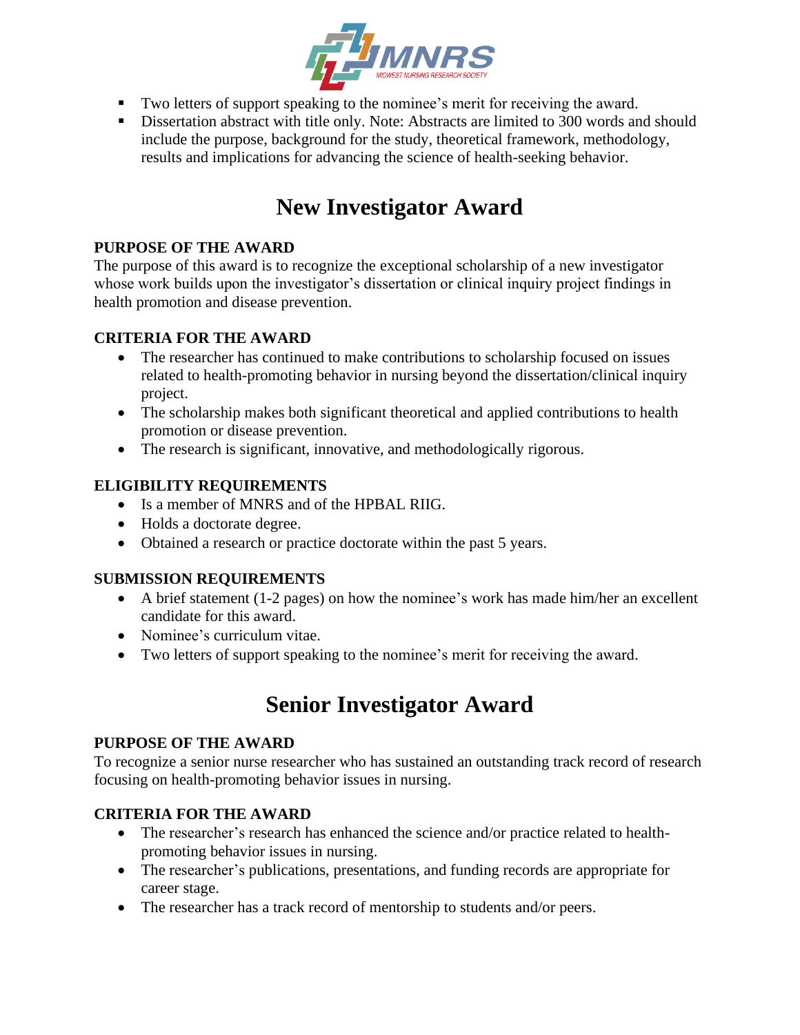- Two letters of support speaking to the nominee's merit for receiving the award.
- Dissertation abstract with title only. Note: Abstracts are limited to 300 words and should include the purpose, background for the study, theoretical framework, methodology, results and implications for advancing the science of health-seeking behavior.

# New Investigator Award

**PURPOSE OF THE AWARD**

The purpose of this award is to recognize the exceptional scholarship of a new investigator whose work builds upon the investigator's dissertation or clinical inquiry project findings in health promotion and disease prevention.

**CRITERIA FOR THE AWARD**

- The researcher has continued to make contributions to scholarship focused on issues related to health-promoting behavior in nursing beyond the dissertation/clinical inquiry project.
- The scholarship makes both significant theoretical and applied contributions to health promotion or disease prevention.
- The research is significant, innovative, and methodologically rigorous.

**ELIGIBILITY REQUIREMENTS**

- Is a member of MNRS and of the HPBAL RIIG.
- Holds a doctorate degree.
- Obtained a research or practice doctorate within the past 5 years.

**SUBMISSION REQUIREMENTS**

- A brief statement (1-2 pages) on how the nominee's work has made him/her an excellent candidate for this award.
- Nominee's curriculum vitae.
- Two letters of support speaking to the nominee's merit for receiving the award.

# Senior Investigator Award

**PURPOSE OF THE AWARD**

To recognize a senior nurse researcher who has sustained an outstanding track record of research focusing on health-promoting behavior issues in nursing.

**CRITERIA FOR THE AWARD**

- The researcher's research has enhanced the science and/or practice related to health-promoting behavior issues in nursing.
- The researcher's publications, presentations, and funding records are appropriate for career stage.
- The researcher has a track record of mentorship to students and/or peers.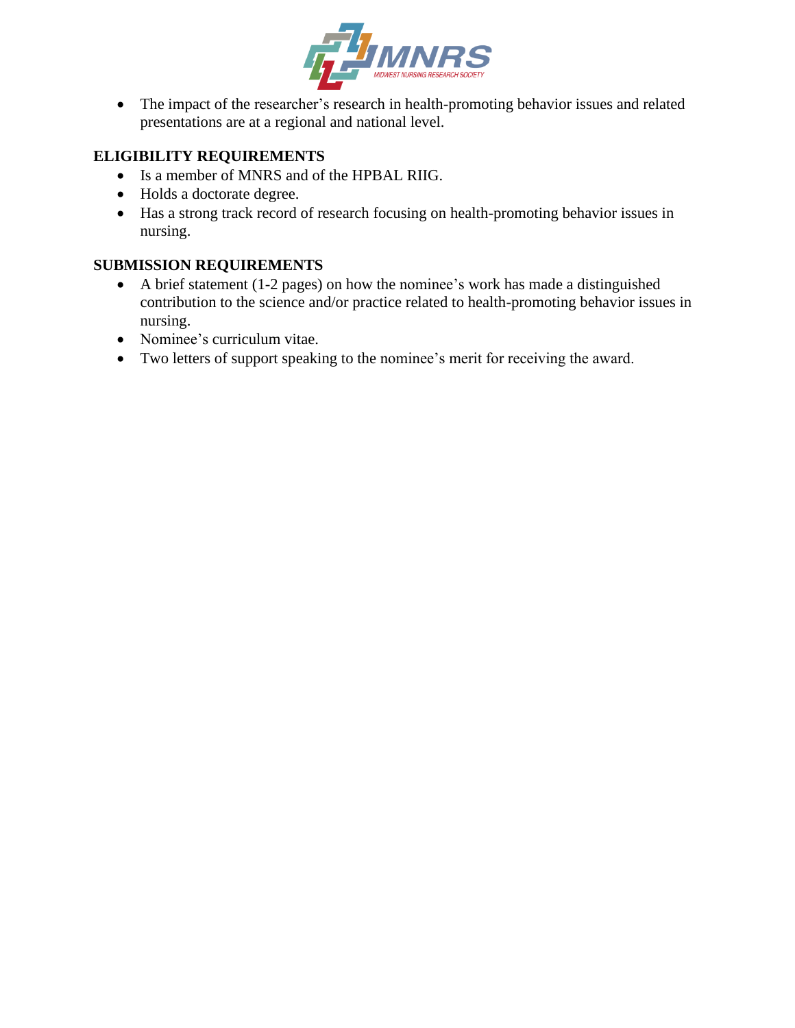- The impact of the researcher's research in health-promoting behavior issues and related presentations are at a regional and national level.

**ELIGIBILITY REQUIREMENTS**

- Is a member of MNRS and of the HPBAL RIIG.
- Holds a doctorate degree.
- Has a strong track record of research focusing on health-promoting behavior issues in nursing.

**SUBMISSION REQUIREMENTS**

- A brief statement (1-2 pages) on how the nominee's work has made a distinguished contribution to the science and/or practice related to health-promoting behavior issues in nursing.
- Nominee's curriculum vitae.
- Two letters of support speaking to the nominee's merit for receiving the award.